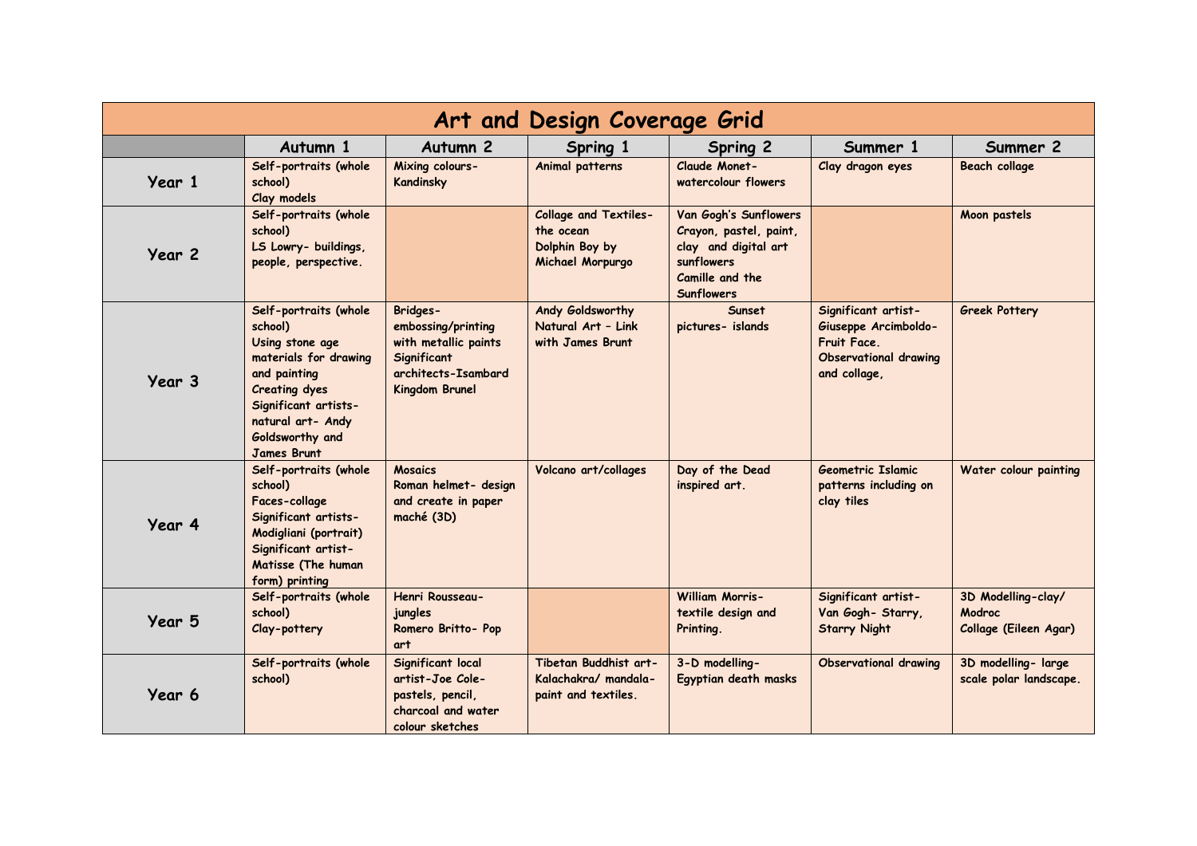# Art and Design Coverage Grid

| | Autumn 1 | Autumn 2 | Spring 1 | Spring 2 | Summer 1 | Summer 2 |
|---|---|---|---|---|---|---|
| **Year 1** | Self-portraits (whole school)<br>Clay models | Mixing colours- Kandinsky | Animal patterns | Claude Monet- watercolour flowers | Clay dragon eyes | Beach collage |
| **Year 2** | Self-portraits (whole school)<br>LS Lowry- buildings, people, perspective. | | Collage and Textiles- the ocean<br>Dolphin Boy by Michael Morpurgo | Van Gogh's Sunflowers Crayon, pastel, paint, clay and digital art sunflowers<br>Camille and the Sunflowers | | Moon pastels |
| **Year 3** | Self-portraits (whole school)<br>Using stone age materials for drawing and painting<br>Creating dyes<br>Significant artists- natural art- Andy Goldsworthy and James Brunt | Bridges- embossing/printing with metallic paints<br>Significant architects-Isambard Kingdom Brunel | Andy Goldsworthy Natural Art – Link with James Brunt | Sunset pictures- islands | Significant artist- Giuseppe Arcimboldo- Fruit Face.<br>Observational drawing and collage, | Greek Pottery |
| **Year 4** | Self-portraits (whole school)<br>Faces-collage<br>Significant artists- Modigliani (portrait)<br>Significant artist- Matisse (The human form) printing | Mosaics<br>Roman helmet- design and create in paper maché (3D) | Volcano art/collages | Day of the Dead inspired art. | Geometric Islamic patterns including on clay tiles | Water colour painting |
| **Year 5** | Self-portraits (whole school)<br>Clay-pottery | Henri Rousseau- jungles<br>Romero Britto- Pop art | | William Morris- textile design and Printing. | Significant artist- Van Gogh- Starry, Starry Night | 3D Modelling-clay/ Modroc<br>Collage (Eileen Agar) |
| **Year 6** | Self-portraits (whole school) | Significant local artist-Joe Cole- pastels, pencil, charcoal and water colour sketches | Tibetan Buddhist art- Kalachakra/ mandala- paint and textiles. | 3-D modelling- Egyptian death masks | Observational drawing | 3D modelling- large scale polar landscape. |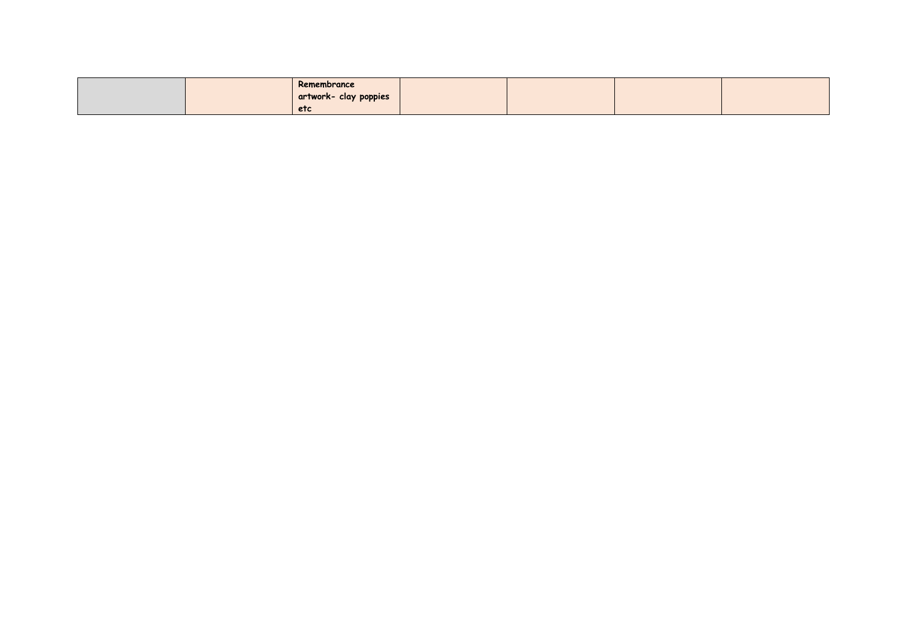| | | | | | | |
|---|---|---|---|---|---|---|
| | | **Remembrance artwork- clay poppies etc** | | | | |